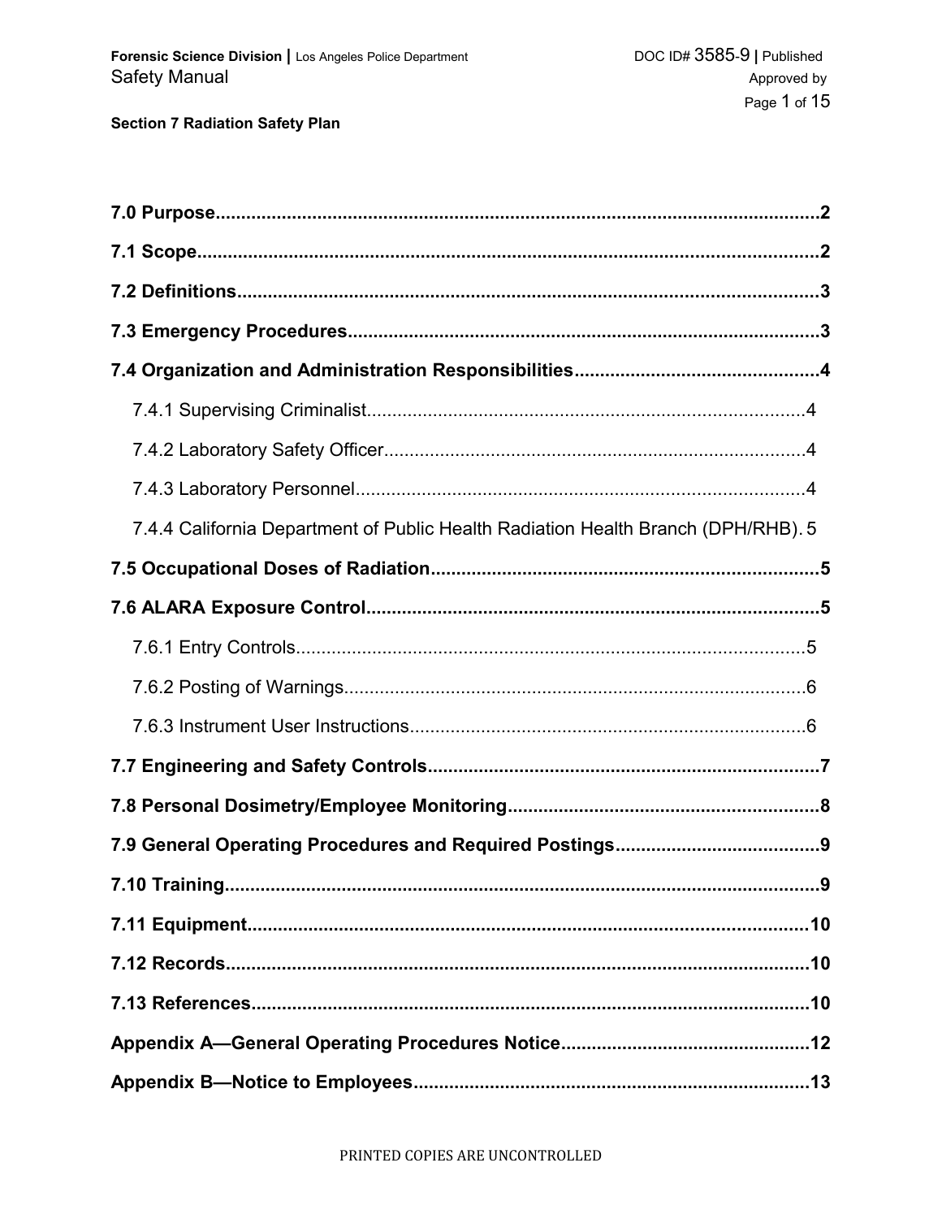**Section 7 Radiation Safety Plan**

**7.0 Purpose**....................................................................................................................2

**7.1 Scope**.........................................................................................................................2

**7.2 Definitions**.................................................................................................................3

**7.3 Emergency Procedures**...........................................................................................3

**7.4 Organization and Administration Responsibilities**..............................................4

- 7.4.1 Supervising Criminalist......................................................................................4
- 7.4.2 Laboratory Safety Officer...................................................................................4
- 7.4.3 Laboratory Personnel........................................................................................4
- 7.4.4 California Department of Public Health Radiation Health Branch (DPH/RHB). 5

**7.5 Occupational Doses of Radiation**...........................................................................5

**7.6 ALARA Exposure Control**........................................................................................5

- 7.6.1 Entry Controls....................................................................................................5
- 7.6.2 Posting of Warnings...........................................................................................6
- 7.6.3 Instrument User Instructions..............................................................................6

**7.7 Engineering and Safety Controls**............................................................................7

**7.8 Personal Dosimetry/Employee Monitoring**............................................................8

**7.9 General Operating Procedures and Required Postings**........................................9

**7.10 Training**.....................................................................................................................9

**7.11 Equipment**...............................................................................................................10

**7.12 Records**...................................................................................................................10

**7.13 References**..............................................................................................................10

**Appendix A—General Operating Procedures Notice**...............................................12

**Appendix B—Notice to Employees**...........................................................................13

PRINTED COPIES ARE UNCONTROLLED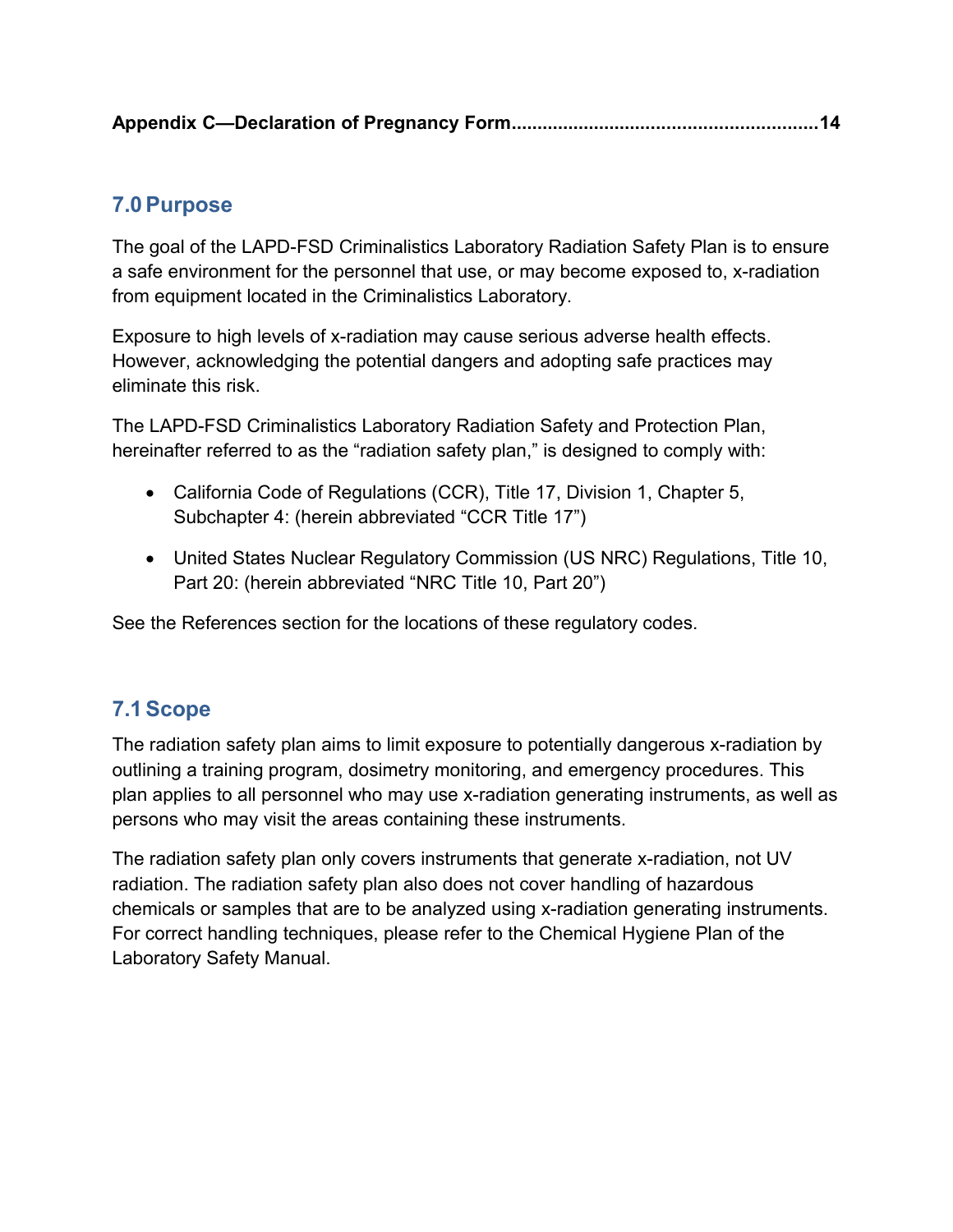**Appendix C—Declaration of Pregnancy Form..........................................................14**

## 7.0 Purpose

The goal of the LAPD-FSD Criminalistics Laboratory Radiation Safety Plan is to ensure a safe environment for the personnel that use, or may become exposed to, x-radiation from equipment located in the Criminalistics Laboratory.

Exposure to high levels of x-radiation may cause serious adverse health effects. However, acknowledging the potential dangers and adopting safe practices may eliminate this risk.

The LAPD-FSD Criminalistics Laboratory Radiation Safety and Protection Plan, hereinafter referred to as the “radiation safety plan,” is designed to comply with:

- California Code of Regulations (CCR), Title 17, Division 1, Chapter 5, Subchapter 4: (herein abbreviated “CCR Title 17”)
- United States Nuclear Regulatory Commission (US NRC) Regulations, Title 10, Part 20: (herein abbreviated “NRC Title 10, Part 20”)

See the References section for the locations of these regulatory codes.

## 7.1 Scope

The radiation safety plan aims to limit exposure to potentially dangerous x-radiation by outlining a training program, dosimetry monitoring, and emergency procedures. This plan applies to all personnel who may use x-radiation generating instruments, as well as persons who may visit the areas containing these instruments.

The radiation safety plan only covers instruments that generate x-radiation, not UV radiation. The radiation safety plan also does not cover handling of hazardous chemicals or samples that are to be analyzed using x-radiation generating instruments. For correct handling techniques, please refer to the Chemical Hygiene Plan of the Laboratory Safety Manual.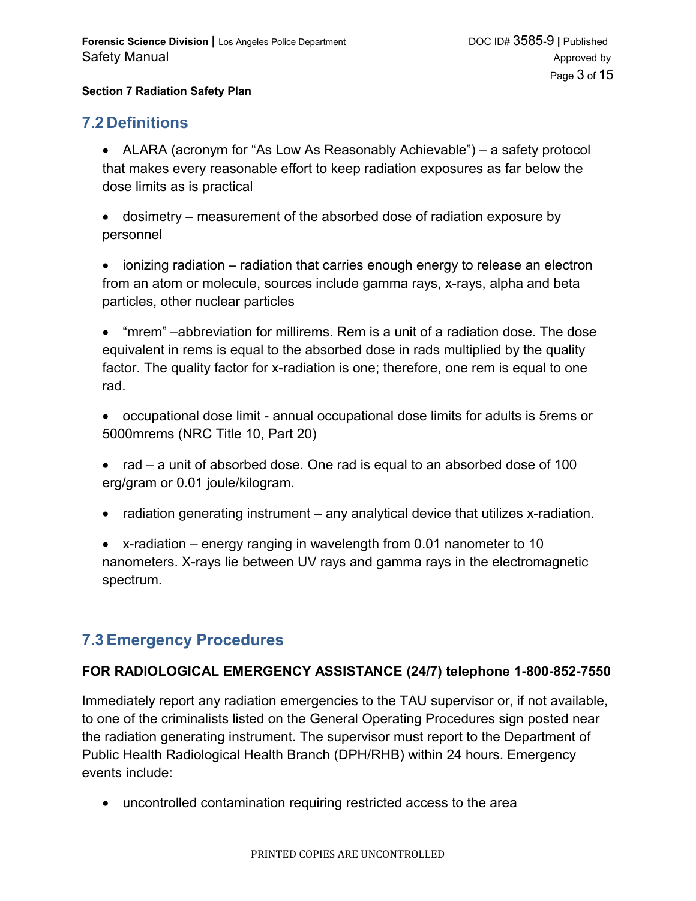## 7.2 Definitions

- ALARA (acronym for “As Low As Reasonably Achievable”) – a safety protocol that makes every reasonable effort to keep radiation exposures as far below the dose limits as is practical

- dosimetry – measurement of the absorbed dose of radiation exposure by personnel

- ionizing radiation – radiation that carries enough energy to release an electron from an atom or molecule, sources include gamma rays, x-rays, alpha and beta particles, other nuclear particles

- “mrem” –abbreviation for millirems. Rem is a unit of a radiation dose. The dose equivalent in rems is equal to the absorbed dose in rads multiplied by the quality factor. The quality factor for x-radiation is one; therefore, one rem is equal to one rad.

- occupational dose limit - annual occupational dose limits for adults is 5rems or 5000mrems (NRC Title 10, Part 20)

- rad – a unit of absorbed dose. One rad is equal to an absorbed dose of 100 erg/gram or 0.01 joule/kilogram.

- radiation generating instrument – any analytical device that utilizes x-radiation.

- x-radiation – energy ranging in wavelength from 0.01 nanometer to 10 nanometers. X-rays lie between UV rays and gamma rays in the electromagnetic spectrum.

## 7.3 Emergency Procedures

**FOR RADIOLOGICAL EMERGENCY ASSISTANCE (24/7) telephone 1-800-852-7550**

Immediately report any radiation emergencies to the TAU supervisor or, if not available, to one of the criminalists listed on the General Operating Procedures sign posted near the radiation generating instrument. The supervisor must report to the Department of Public Health Radiological Health Branch (DPH/RHB) within 24 hours. Emergency events include:

- uncontrolled contamination requiring restricted access to the area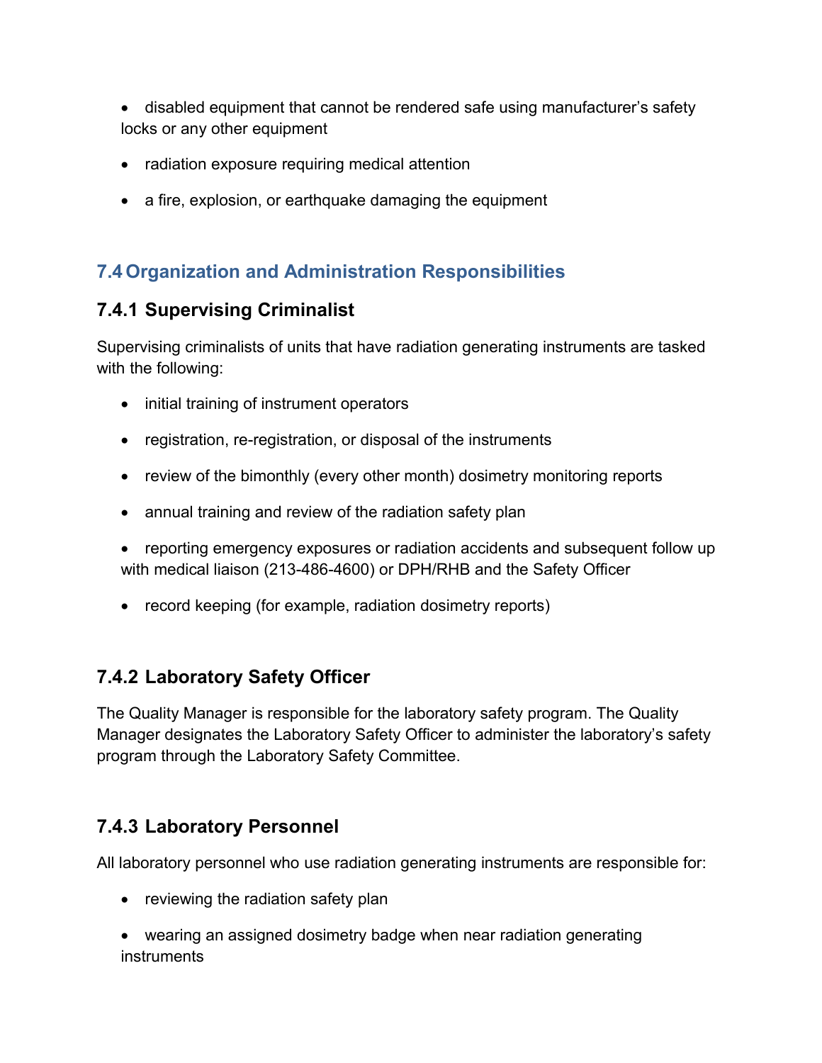- disabled equipment that cannot be rendered safe using manufacturer's safety locks or any other equipment
- radiation exposure requiring medical attention
- a fire, explosion, or earthquake damaging the equipment

## 7.4 Organization and Administration Responsibilities

### 7.4.1 Supervising Criminalist

Supervising criminalists of units that have radiation generating instruments are tasked with the following:

- initial training of instrument operators
- registration, re-registration, or disposal of the instruments
- review of the bimonthly (every other month) dosimetry monitoring reports
- annual training and review of the radiation safety plan
- reporting emergency exposures or radiation accidents and subsequent follow up with medical liaison (213-486-4600) or DPH/RHB and the Safety Officer
- record keeping (for example, radiation dosimetry reports)

### 7.4.2 Laboratory Safety Officer

The Quality Manager is responsible for the laboratory safety program. The Quality Manager designates the Laboratory Safety Officer to administer the laboratory's safety program through the Laboratory Safety Committee.

### 7.4.3 Laboratory Personnel

All laboratory personnel who use radiation generating instruments are responsible for:

- reviewing the radiation safety plan
- wearing an assigned dosimetry badge when near radiation generating instruments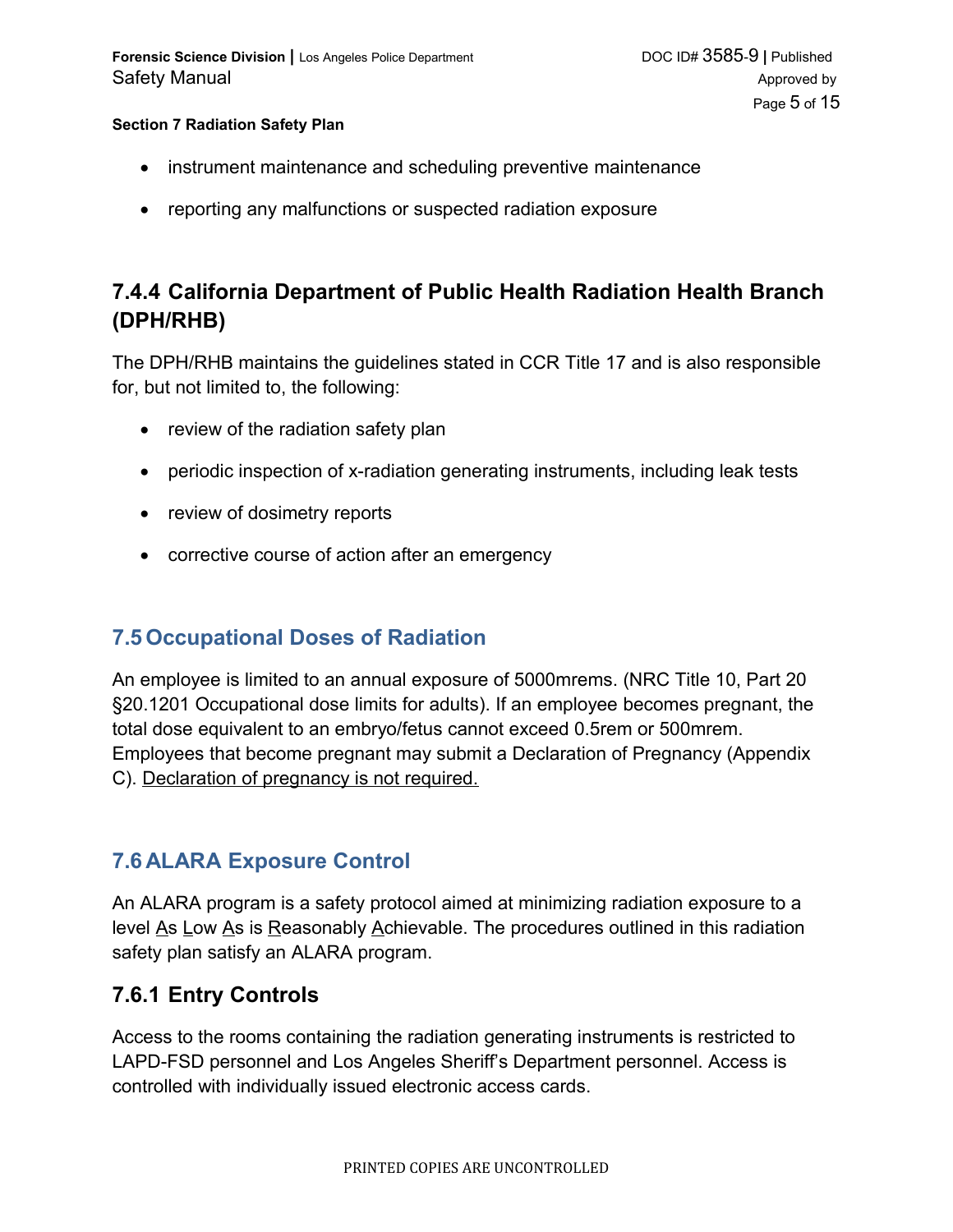- instrument maintenance and scheduling preventive maintenance
- reporting any malfunctions or suspected radiation exposure

### 7.4.4 California Department of Public Health Radiation Health Branch (DPH/RHB)

The DPH/RHB maintains the guidelines stated in CCR Title 17 and is also responsible for, but not limited to, the following:

- review of the radiation safety plan
- periodic inspection of x-radiation generating instruments, including leak tests
- review of dosimetry reports
- corrective course of action after an emergency

## 7.5 Occupational Doses of Radiation

An employee is limited to an annual exposure of 5000mrems. (NRC Title 10, Part 20 §20.1201 Occupational dose limits for adults). If an employee becomes pregnant, the total dose equivalent to an embryo/fetus cannot exceed 0.5rem or 500mrem. Employees that become pregnant may submit a Declaration of Pregnancy (Appendix C). <u>Declaration of pregnancy is not required.</u>

## 7.6 ALARA Exposure Control

An ALARA program is a safety protocol aimed at minimizing radiation exposure to a level <u>A</u>s <u>L</u>ow <u>A</u>s is <u>R</u>easonably <u>A</u>chievable. The procedures outlined in this radiation safety plan satisfy an ALARA program.

### 7.6.1 Entry Controls

Access to the rooms containing the radiation generating instruments is restricted to LAPD-FSD personnel and Los Angeles Sheriff's Department personnel. Access is controlled with individually issued electronic access cards.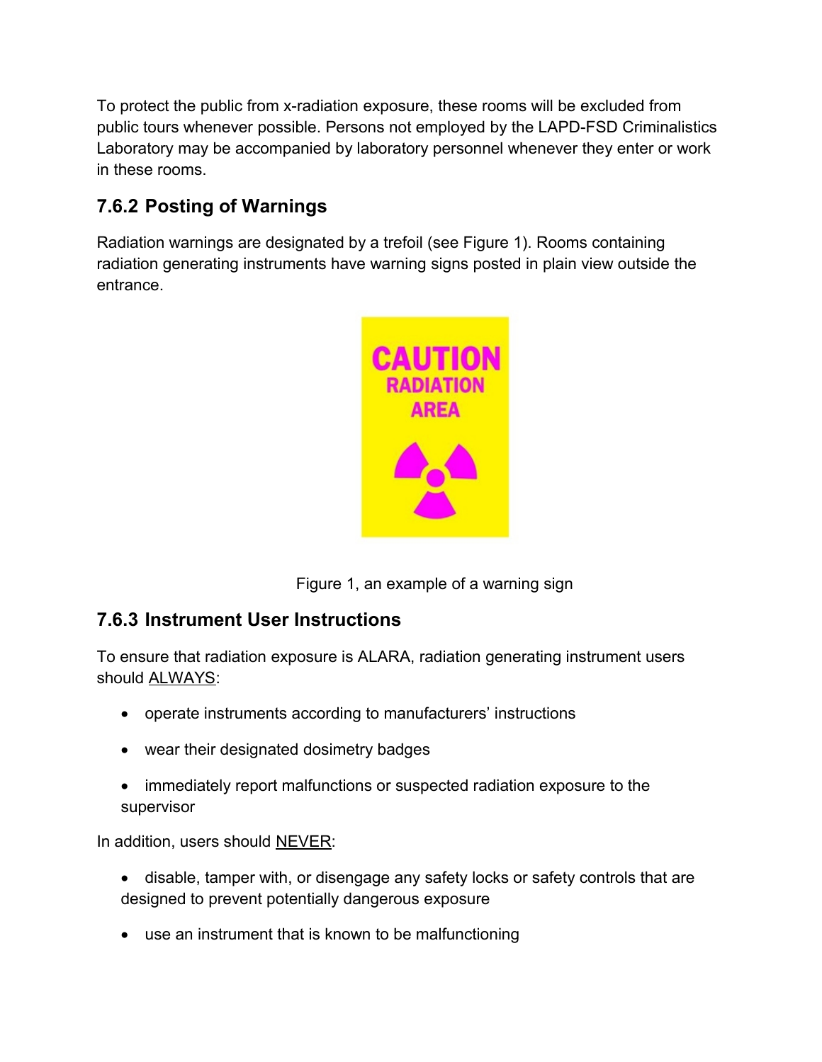To protect the public from x-radiation exposure, these rooms will be excluded from public tours whenever possible. Persons not employed by the LAPD-FSD Criminalistics Laboratory may be accompanied by laboratory personnel whenever they enter or work in these rooms.

### 7.6.2 Posting of Warnings

Radiation warnings are designated by a trefoil (see Figure 1). Rooms containing radiation generating instruments have warning signs posted in plain view outside the entrance.

Figure 1, an example of a warning sign

### 7.6.3 Instrument User Instructions

To ensure that radiation exposure is ALARA, radiation generating instrument users should ALWAYS:

- operate instruments according to manufacturers' instructions
- wear their designated dosimetry badges
- immediately report malfunctions or suspected radiation exposure to the supervisor

In addition, users should NEVER:

- disable, tamper with, or disengage any safety locks or safety controls that are designed to prevent potentially dangerous exposure
- use an instrument that is known to be malfunctioning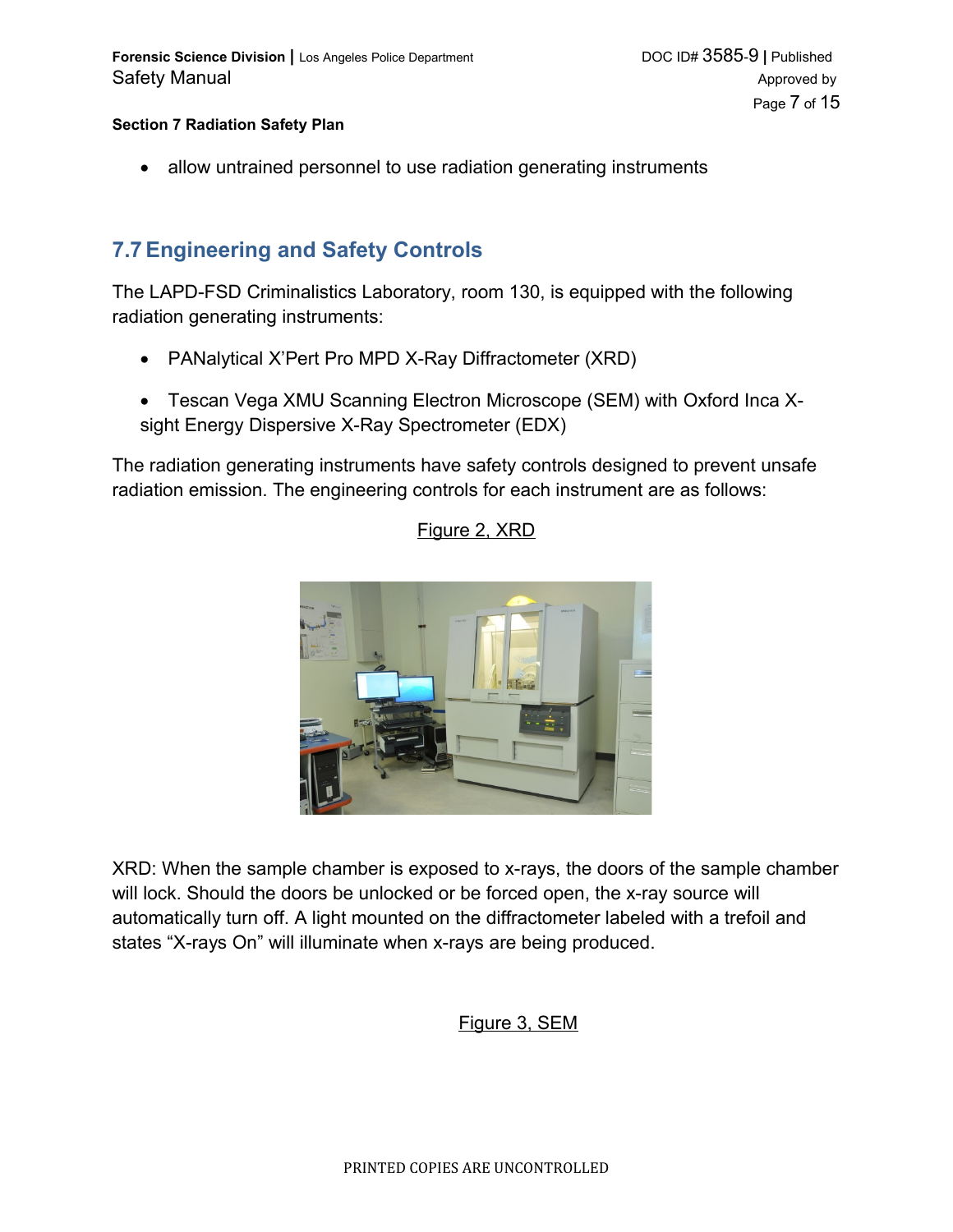- allow untrained personnel to use radiation generating instruments

## 7.7 Engineering and Safety Controls

The LAPD-FSD Criminalistics Laboratory, room 130, is equipped with the following radiation generating instruments:

- PANalytical X'Pert Pro MPD X-Ray Diffractometer (XRD)
- Tescan Vega XMU Scanning Electron Microscope (SEM) with Oxford Inca X-sight Energy Dispersive X-Ray Spectrometer (EDX)

The radiation generating instruments have safety controls designed to prevent unsafe radiation emission. The engineering controls for each instrument are as follows:

Figure 2, XRD

XRD: When the sample chamber is exposed to x-rays, the doors of the sample chamber will lock. Should the doors be unlocked or be forced open, the x-ray source will automatically turn off. A light mounted on the diffractometer labeled with a trefoil and states "X-rays On" will illuminate when x-rays are being produced.

Figure 3, SEM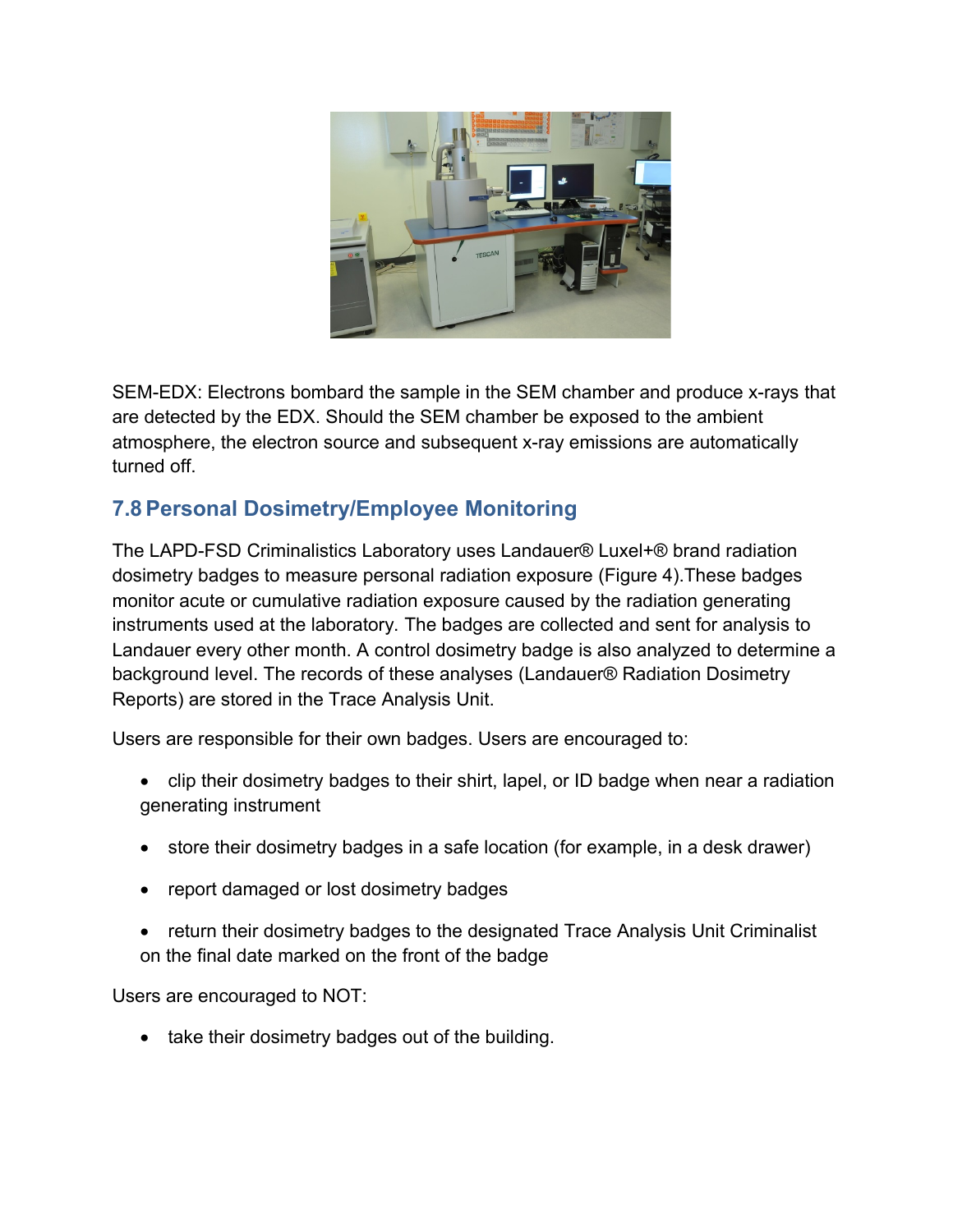SEM-EDX: Electrons bombard the sample in the SEM chamber and produce x-rays that are detected by the EDX. Should the SEM chamber be exposed to the ambient atmosphere, the electron source and subsequent x-ray emissions are automatically turned off.

## 7.8 Personal Dosimetry/Employee Monitoring

The LAPD-FSD Criminalistics Laboratory uses Landauer® Luxel+® brand radiation dosimetry badges to measure personal radiation exposure (Figure 4).These badges monitor acute or cumulative radiation exposure caused by the radiation generating instruments used at the laboratory. The badges are collected and sent for analysis to Landauer every other month. A control dosimetry badge is also analyzed to determine a background level. The records of these analyses (Landauer® Radiation Dosimetry Reports) are stored in the Trace Analysis Unit.

Users are responsible for their own badges. Users are encouraged to:

- clip their dosimetry badges to their shirt, lapel, or ID badge when near a radiation generating instrument
- store their dosimetry badges in a safe location (for example, in a desk drawer)
- report damaged or lost dosimetry badges
- return their dosimetry badges to the designated Trace Analysis Unit Criminalist on the final date marked on the front of the badge

Users are encouraged to NOT:

- take their dosimetry badges out of the building.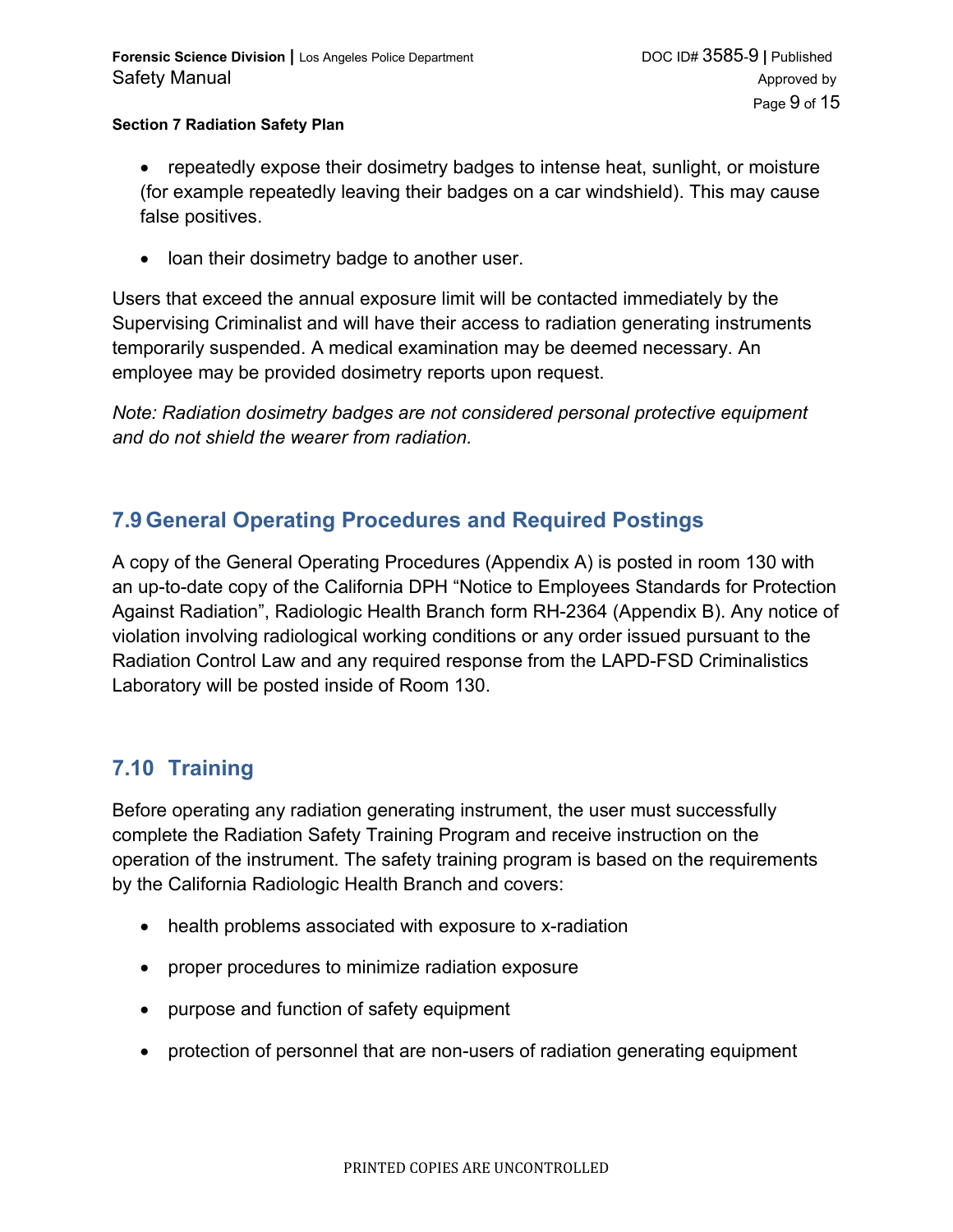- repeatedly expose their dosimetry badges to intense heat, sunlight, or moisture (for example repeatedly leaving their badges on a car windshield). This may cause false positives.
- loan their dosimetry badge to another user.

Users that exceed the annual exposure limit will be contacted immediately by the Supervising Criminalist and will have their access to radiation generating instruments temporarily suspended. A medical examination may be deemed necessary. An employee may be provided dosimetry reports upon request.

*Note: Radiation dosimetry badges are not considered personal protective equipment and do not shield the wearer from radiation.*

## 7.9 General Operating Procedures and Required Postings

A copy of the General Operating Procedures (Appendix A) is posted in room 130 with an up-to-date copy of the California DPH "Notice to Employees Standards for Protection Against Radiation", Radiologic Health Branch form RH-2364 (Appendix B). Any notice of violation involving radiological working conditions or any order issued pursuant to the Radiation Control Law and any required response from the LAPD-FSD Criminalistics Laboratory will be posted inside of Room 130.

## 7.10 Training

Before operating any radiation generating instrument, the user must successfully complete the Radiation Safety Training Program and receive instruction on the operation of the instrument. The safety training program is based on the requirements by the California Radiologic Health Branch and covers:

- health problems associated with exposure to x-radiation
- proper procedures to minimize radiation exposure
- purpose and function of safety equipment
- protection of personnel that are non-users of radiation generating equipment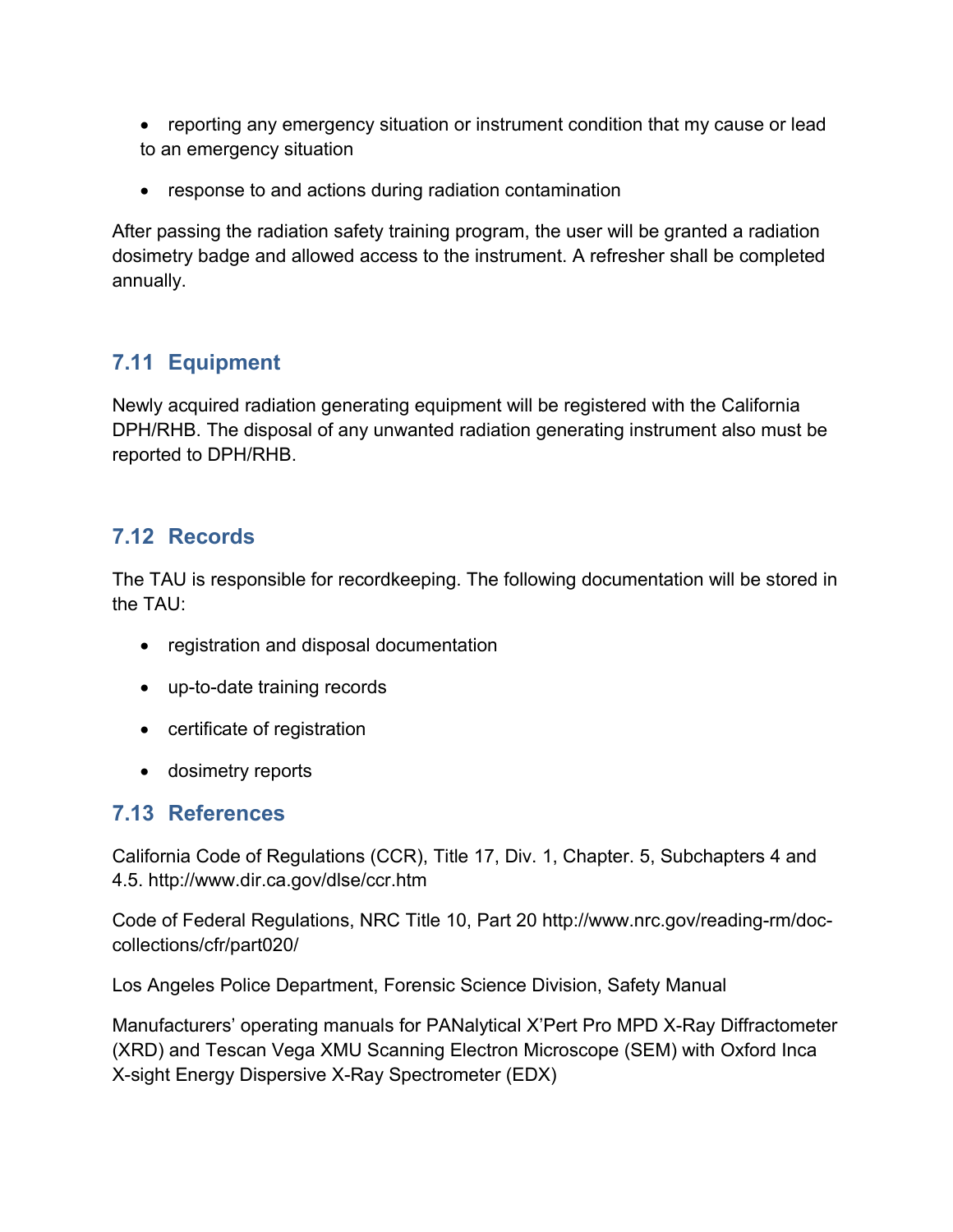- reporting any emergency situation or instrument condition that my cause or lead to an emergency situation

- response to and actions during radiation contamination

After passing the radiation safety training program, the user will be granted a radiation dosimetry badge and allowed access to the instrument. A refresher shall be completed annually.

## 7.11 Equipment

Newly acquired radiation generating equipment will be registered with the California DPH/RHB. The disposal of any unwanted radiation generating instrument also must be reported to DPH/RHB.

## 7.12 Records

The TAU is responsible for recordkeeping. The following documentation will be stored in the TAU:

- registration and disposal documentation

- up-to-date training records

- certificate of registration

- dosimetry reports

## 7.13 References

California Code of Regulations (CCR), Title 17, Div. 1, Chapter. 5, Subchapters 4 and 4.5. http://www.dir.ca.gov/dlse/ccr.htm

Code of Federal Regulations, NRC Title 10, Part 20 http://www.nrc.gov/reading-rm/doc-collections/cfr/part020/

Los Angeles Police Department, Forensic Science Division, Safety Manual

Manufacturers' operating manuals for PANalytical X'Pert Pro MPD X-Ray Diffractometer (XRD) and Tescan Vega XMU Scanning Electron Microscope (SEM) with Oxford Inca X-sight Energy Dispersive X-Ray Spectrometer (EDX)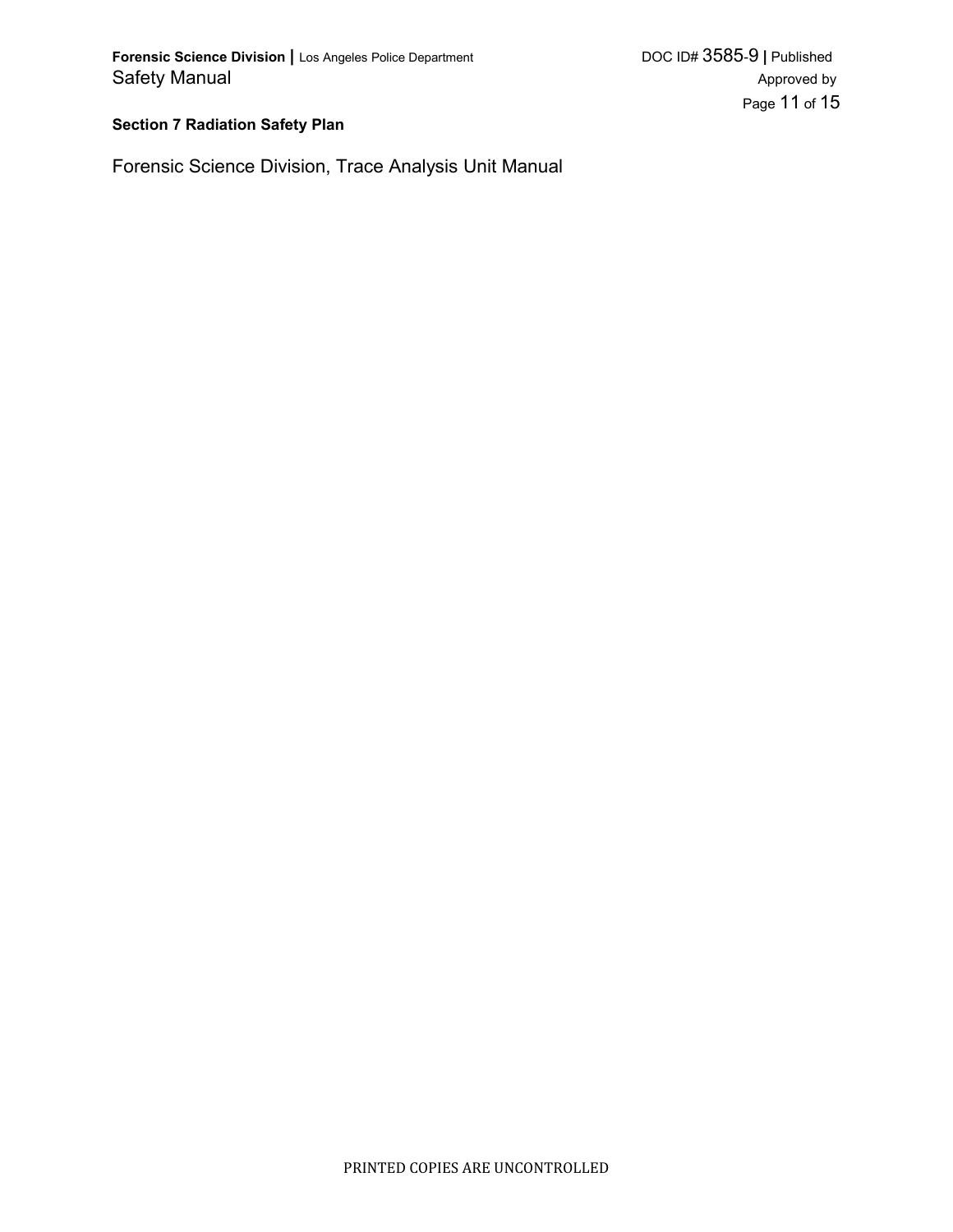## Section 7 Radiation Safety Plan

Forensic Science Division, Trace Analysis Unit Manual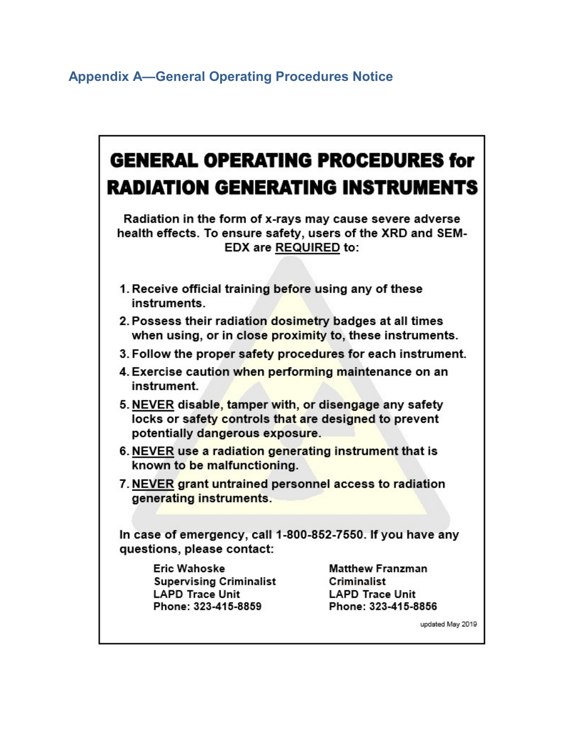## Appendix A—General Operating Procedures Notice

# GENERAL OPERATING PROCEDURES for RADIATION GENERATING INSTRUMENTS

**Radiation in the form of x-rays may cause severe adverse health effects. To ensure safety, users of the XRD and SEM-EDX are REQUIRED to:**

1. **Receive official training before using any of these instruments.**
2. **Possess their radiation dosimetry badges at all times when using, or in close proximity to, these instruments.**
3. **Follow the proper safety procedures for each instrument.**
4. **Exercise caution when performing maintenance on an instrument.**
5. **NEVER disable, tamper with, or disengage any safety locks or safety controls that are designed to prevent potentially dangerous exposure.**
6. **NEVER use a radiation generating instrument that is known to be malfunctioning.**
7. **NEVER grant untrained personnel access to radiation generating instruments.**

**In case of emergency, call 1-800-852-7550. If you have any questions, please contact:**

**Eric Wahoske**
**Supervising Criminalist**
**LAPD Trace Unit**
**Phone: 323-415-8859**

**Matthew Franzman**
**Criminalist**
**LAPD Trace Unit**
**Phone: 323-415-8856**

updated May 2019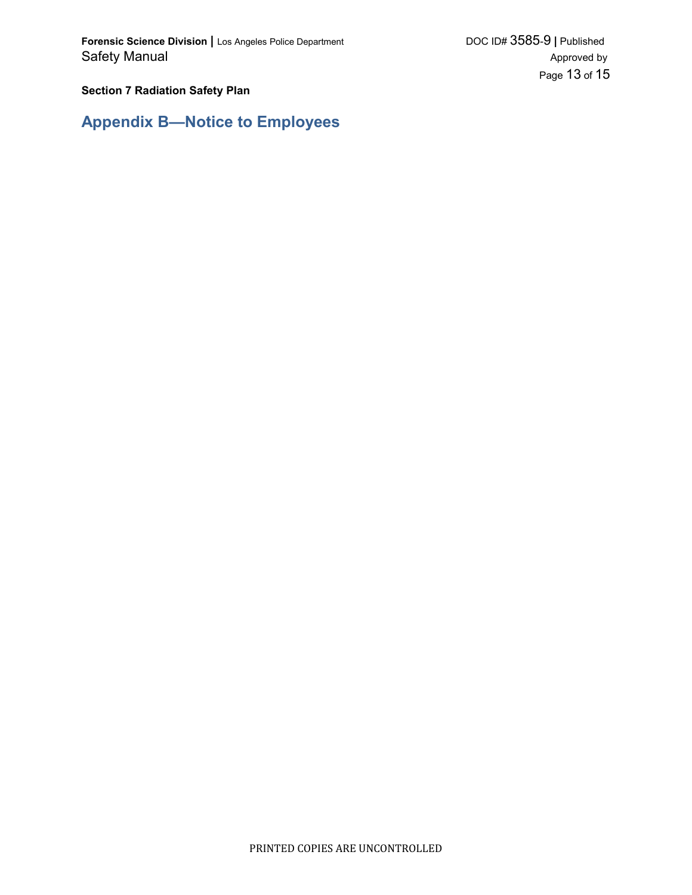## Appendix B—Notice to Employees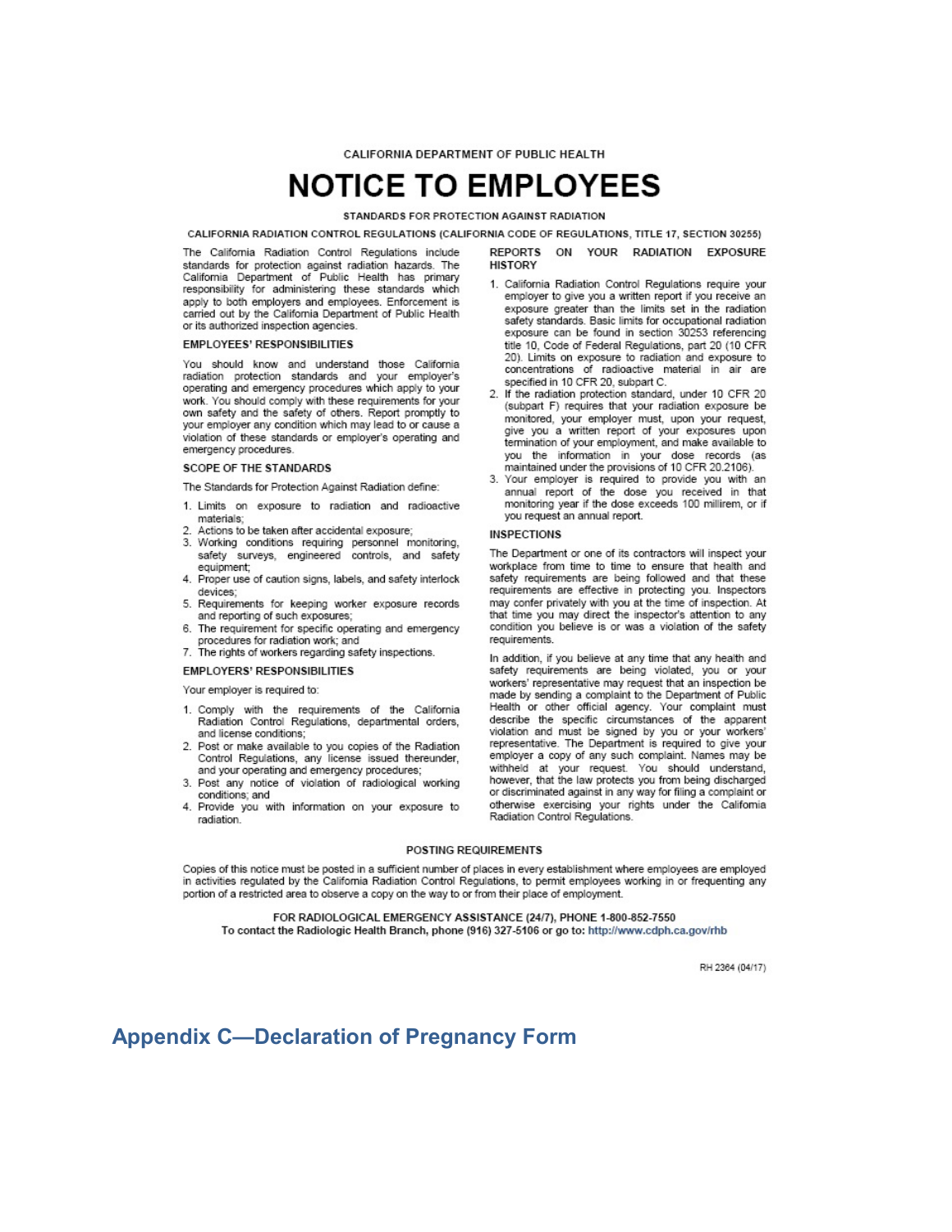CALIFORNIA DEPARTMENT OF PUBLIC HEALTH

# NOTICE TO EMPLOYEES

**STANDARDS FOR PROTECTION AGAINST RADIATION**

**CALIFORNIA RADIATION CONTROL REGULATIONS (CALIFORNIA CODE OF REGULATIONS, TITLE 17, SECTION 30255)**

The California Radiation Control Regulations include standards for protection against radiation hazards. The California Department of Public Health has primary responsibility for administering these standards which apply to both employers and employees. Enforcement is carried out by the California Department of Public Health or its authorized inspection agencies.

### EMPLOYEES' RESPONSIBILITIES

You should know and understand those California radiation protection standards and your employer's operating and emergency procedures which apply to your work. You should comply with these requirements for your own safety and the safety of others. Report promptly to your employer any condition which may lead to or cause a violation of these standards or employer's operating and emergency procedures.

### SCOPE OF THE STANDARDS

The Standards for Protection Against Radiation define:

1. Limits on exposure to radiation and radioactive materials;
2. Actions to be taken after accidental exposure;
3. Working conditions requiring personnel monitoring, safety surveys, engineered controls, and safety equipment;
4. Proper use of caution signs, labels, and safety interlock devices;
5. Requirements for keeping worker exposure records and reporting of such exposures;
6. The requirement for specific operating and emergency procedures for radiation work; and
7. The rights of workers regarding safety inspections.

### EMPLOYERS' RESPONSIBILITIES

Your employer is required to:

1. Comply with the requirements of the California Radiation Control Regulations, departmental orders, and license conditions;
2. Post or make available to you copies of the Radiation Control Regulations, any license issued thereunder, and your operating and emergency procedures;
3. Post any notice of violation of radiological working conditions; and
4. Provide you with information on your exposure to radiation.

### REPORTS ON YOUR RADIATION EXPOSURE HISTORY

1. California Radiation Control Regulations require your employer to give you a written report if you receive an exposure greater than the limits set in the radiation safety standards. Basic limits for occupational radiation exposure can be found in section 30253 referencing title 10, Code of Federal Regulations, part 20 (10 CFR 20). Limits on exposure to radiation and exposure to concentrations of radioactive material in air are specified in 10 CFR 20, subpart C.
2. If the radiation protection standard, under 10 CFR 20 (subpart F) requires that your radiation exposure be monitored, your employer must, upon your request, give you a written report of your exposures upon termination of your employment, and make available to you the information in your dose records (as maintained under the provisions of 10 CFR 20.2106).
3. Your employer is required to provide you with an annual report of the dose you received in that monitoring year if the dose exceeds 100 millirem, or if you request an annual report.

### INSPECTIONS

The Department or one of its contractors will inspect your workplace from time to time to ensure that health and safety requirements are being followed and that these requirements are effective in protecting you. Inspectors may confer privately with you at the time of inspection. At that time you may direct the inspector's attention to any condition you believe is or was a violation of the safety requirements.

In addition, if you believe at any time that any health and safety requirements are being violated, you or your workers' representative may request that an inspection be made by sending a complaint to the Department of Public Health or other official agency. Your complaint must describe the specific circumstances of the apparent violation and must be signed by you or your workers' representative. The Department is required to give your employer a copy of any such complaint. Names may be withheld at your request. You should understand, however, that the law protects you from being discharged or discriminated against in any way for filing a complaint or otherwise exercising your rights under the California Radiation Control Regulations.

### POSTING REQUIREMENTS

Copies of this notice must be posted in a sufficient number of places in every establishment where employees are employed in activities regulated by the California Radiation Control Regulations, to permit employees working in or frequenting any portion of a restricted area to observe a copy on the way to or from their place of employment.

**FOR RADIOLOGICAL EMERGENCY ASSISTANCE (24/7), PHONE 1-800-852-7550**
**To contact the Radiologic Health Branch, phone (916) 327-5106 or go to: http://www.cdph.ca.gov/rhb**

RH 2364 (04/17)

## Appendix C—Declaration of Pregnancy Form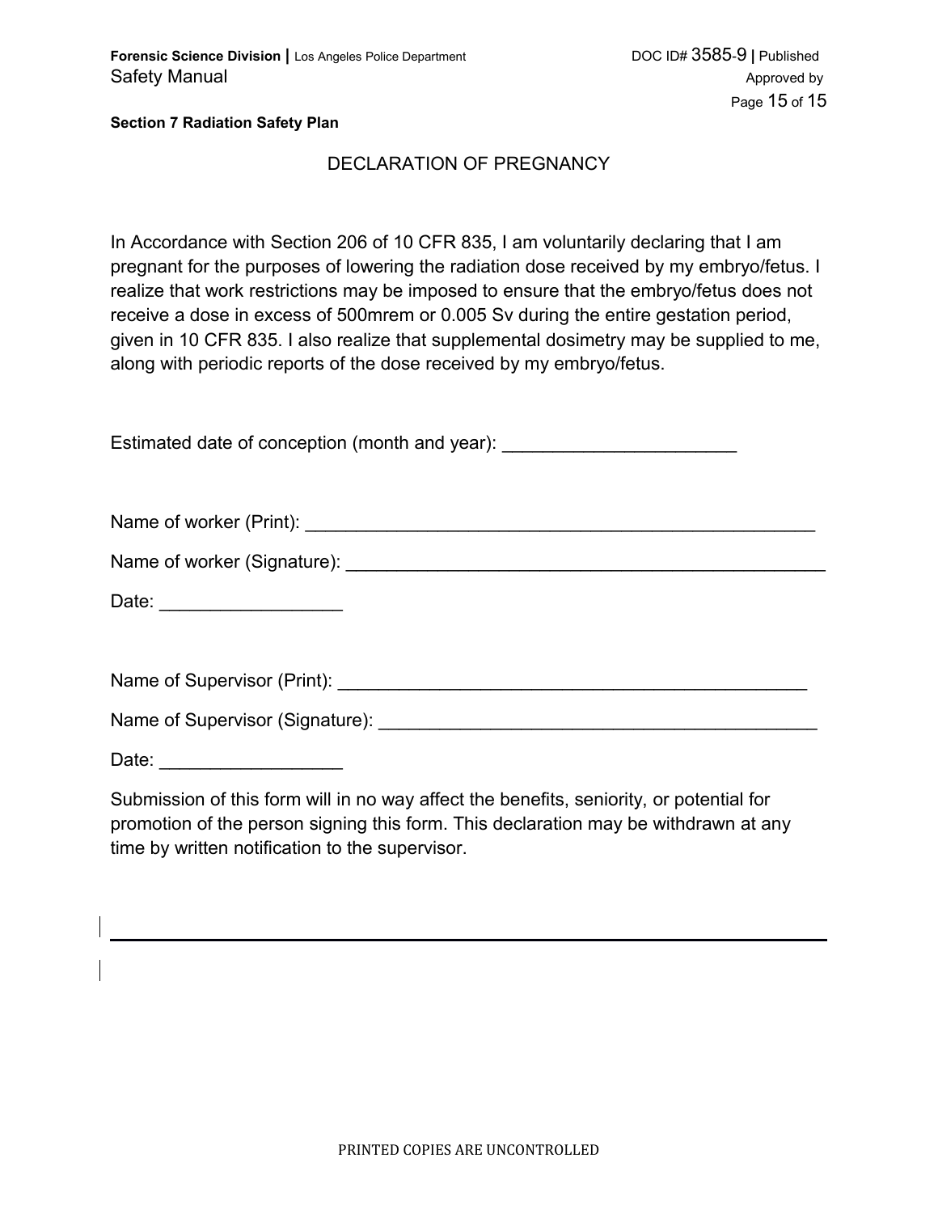**Section 7 Radiation Safety Plan**

# DECLARATION OF PREGNANCY

In Accordance with Section 206 of 10 CFR 835, I am voluntarily declaring that I am pregnant for the purposes of lowering the radiation dose received by my embryo/fetus. I realize that work restrictions may be imposed to ensure that the embryo/fetus does not receive a dose in excess of 500mrem or 0.005 Sv during the entire gestation period, given in 10 CFR 835. I also realize that supplemental dosimetry may be supplied to me, along with periodic reports of the dose received by my embryo/fetus.

Estimated date of conception (month and year): _______________________

Name of worker (Print): ____________________________________________________

Name of worker (Signature): ________________________________________________

Date: __________________

Name of Supervisor (Print): _______________________________________________

Name of Supervisor (Signature): ____________________________________________

Date: __________________

Submission of this form will in no way affect the benefits, seniority, or potential for promotion of the person signing this form. This declaration may be withdrawn at any time by written notification to the supervisor.

---